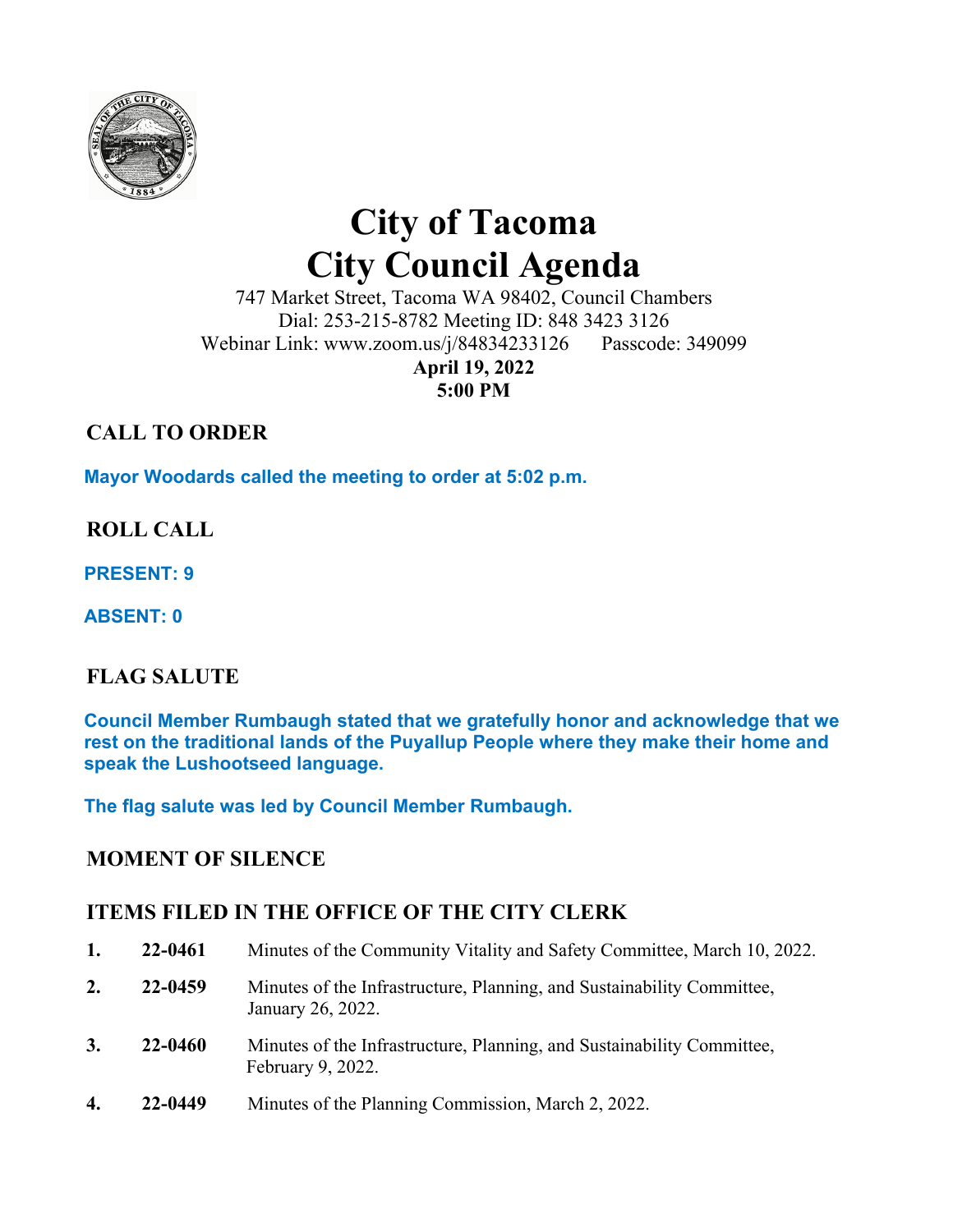# City of Tacoma
# City Council Agenda

747 Market Street, Tacoma WA 98402, Council Chambers
Dial: 253-215-8782 Meeting ID: 848 3423 3126
Webinar Link: www.zoom.us/j/84834233126 Passcode: 349099

**April 19, 2022**
**5:00 PM**

## CALL TO ORDER

**Mayor Woodards called the meeting to order at 5:02 p.m.**

## ROLL CALL

**PRESENT: 9**

**ABSENT: 0**

## FLAG SALUTE

**Council Member Rumbaugh stated that we gratefully honor and acknowledge that we rest on the traditional lands of the Puyallup People where they make their home and speak the Lushootseed language.**

**The flag salute was led by Council Member Rumbaugh.**

## MOMENT OF SILENCE

## ITEMS FILED IN THE OFFICE OF THE CITY CLERK

1. **22-0461** Minutes of the Community Vitality and Safety Committee, March 10, 2022.
2. **22-0459** Minutes of the Infrastructure, Planning, and Sustainability Committee, January 26, 2022.
3. **22-0460** Minutes of the Infrastructure, Planning, and Sustainability Committee, February 9, 2022.
4. **22-0449** Minutes of the Planning Commission, March 2, 2022.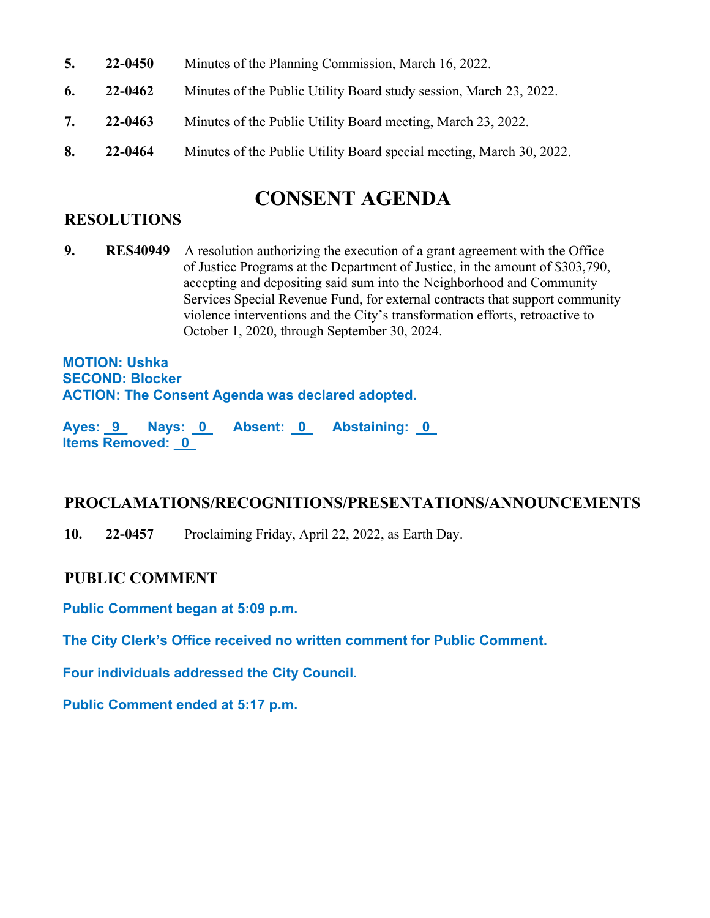**5.** **22-0450** Minutes of the Planning Commission, March 16, 2022.

**6.** **22-0462** Minutes of the Public Utility Board study session, March 23, 2022.

**7.** **22-0463** Minutes of the Public Utility Board meeting, March 23, 2022.

**8.** **22-0464** Minutes of the Public Utility Board special meeting, March 30, 2022.

# CONSENT AGENDA

## RESOLUTIONS

**9.** **RES40949** A resolution authorizing the execution of a grant agreement with the Office of Justice Programs at the Department of Justice, in the amount of $303,790, accepting and depositing said sum into the Neighborhood and Community Services Special Revenue Fund, for external contracts that support community violence interventions and the City's transformation efforts, retroactive to October 1, 2020, through September 30, 2024.

**MOTION: Ushka**
**SECOND: Blocker**
**ACTION: The Consent Agenda was declared adopted.**

**Ayes: 9 Nays: 0 Absent: 0 Abstaining: 0**
**Items Removed: 0**

## PROCLAMATIONS/RECOGNITIONS/PRESENTATIONS/ANNOUNCEMENTS

**10.** **22-0457** Proclaiming Friday, April 22, 2022, as Earth Day.

## PUBLIC COMMENT

**Public Comment began at 5:09 p.m.**

**The City Clerk's Office received no written comment for Public Comment.**

**Four individuals addressed the City Council.**

**Public Comment ended at 5:17 p.m.**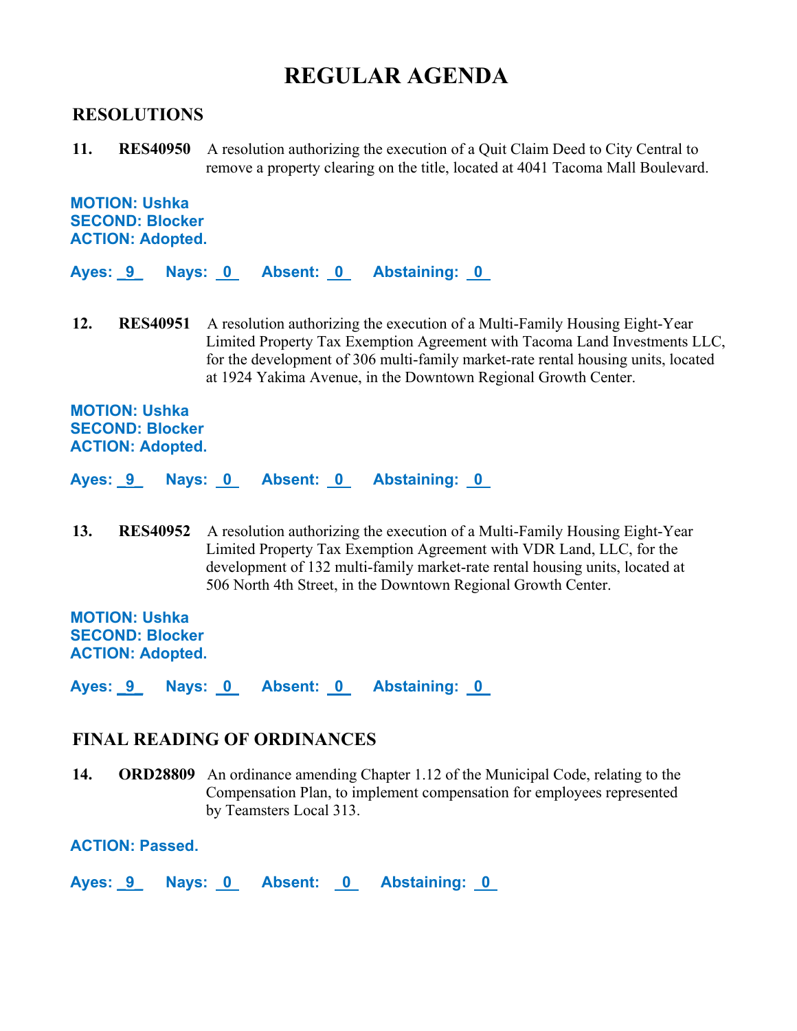# REGULAR AGENDA

## RESOLUTIONS

**11. RES40950** A resolution authorizing the execution of a Quit Claim Deed to City Central to remove a property clearing on the title, located at 4041 Tacoma Mall Boulevard.

**MOTION: Ushka**
**SECOND: Blocker**
**ACTION: Adopted.**

**Ayes: 9 Nays: 0 Absent: 0 Abstaining: 0**

**12. RES40951** A resolution authorizing the execution of a Multi-Family Housing Eight-Year Limited Property Tax Exemption Agreement with Tacoma Land Investments LLC, for the development of 306 multi-family market-rate rental housing units, located at 1924 Yakima Avenue, in the Downtown Regional Growth Center.

**MOTION: Ushka**
**SECOND: Blocker**
**ACTION: Adopted.**

**Ayes: 9 Nays: 0 Absent: 0 Abstaining: 0**

**13. RES40952** A resolution authorizing the execution of a Multi-Family Housing Eight-Year Limited Property Tax Exemption Agreement with VDR Land, LLC, for the development of 132 multi-family market-rate rental housing units, located at 506 North 4th Street, in the Downtown Regional Growth Center.

**MOTION: Ushka**
**SECOND: Blocker**
**ACTION: Adopted.**

**Ayes: 9 Nays: 0 Absent: 0 Abstaining: 0**

## FINAL READING OF ORDINANCES

**14. ORD28809** An ordinance amending Chapter 1.12 of the Municipal Code, relating to the Compensation Plan, to implement compensation for employees represented by Teamsters Local 313.

**ACTION: Passed.**

**Ayes: 9 Nays: 0 Absent: 0 Abstaining: 0**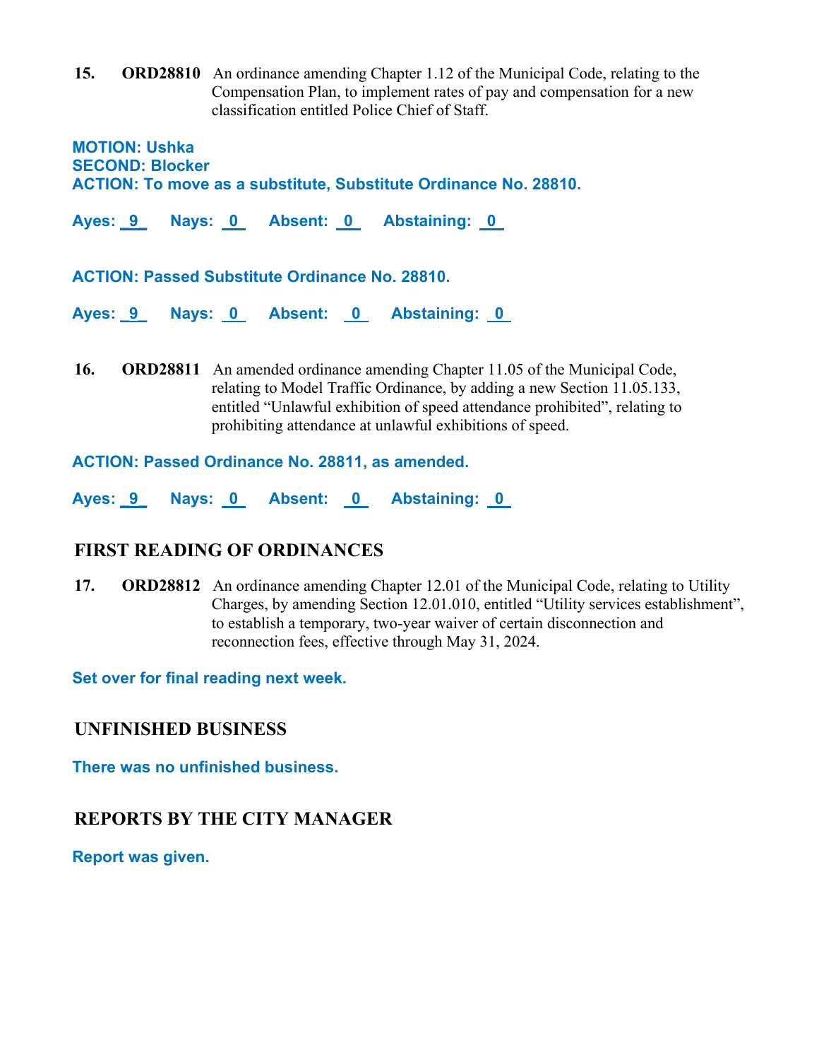**15.** **ORD28810** An ordinance amending Chapter 1.12 of the Municipal Code, relating to the Compensation Plan, to implement rates of pay and compensation for a new classification entitled Police Chief of Staff.

**MOTION: Ushka**
**SECOND: Blocker**
**ACTION: To move as a substitute, Substitute Ordinance No. 28810.**

**Ayes: 9 Nays: 0 Absent: 0 Abstaining: 0**

**ACTION: Passed Substitute Ordinance No. 28810.**

**Ayes: 9 Nays: 0 Absent: 0 Abstaining: 0**

**16.** **ORD28811** An amended ordinance amending Chapter 11.05 of the Municipal Code, relating to Model Traffic Ordinance, by adding a new Section 11.05.133, entitled "Unlawful exhibition of speed attendance prohibited", relating to prohibiting attendance at unlawful exhibitions of speed.

**ACTION: Passed Ordinance No. 28811, as amended.**

**Ayes: 9 Nays: 0 Absent: 0 Abstaining: 0**

## FIRST READING OF ORDINANCES

**17.** **ORD28812** An ordinance amending Chapter 12.01 of the Municipal Code, relating to Utility Charges, by amending Section 12.01.010, entitled "Utility services establishment", to establish a temporary, two-year waiver of certain disconnection and reconnection fees, effective through May 31, 2024.

**Set over for final reading next week.**

## UNFINISHED BUSINESS

**There was no unfinished business.**

## REPORTS BY THE CITY MANAGER

**Report was given.**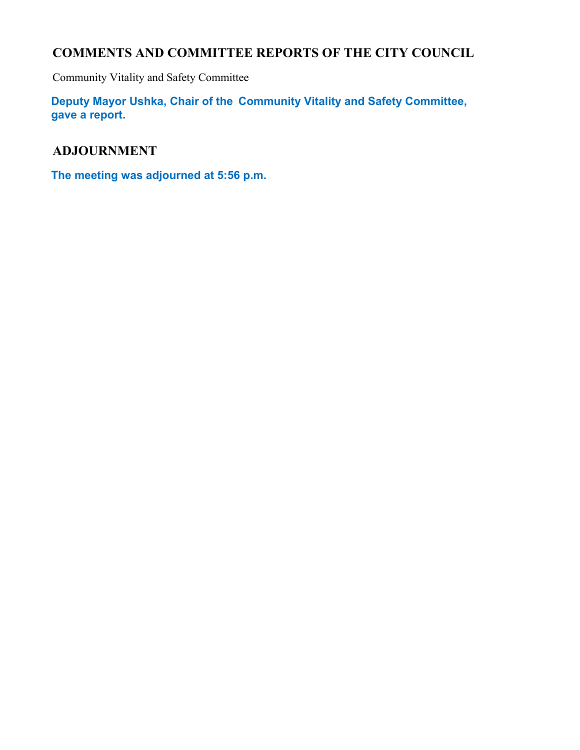## COMMENTS AND COMMITTEE REPORTS OF THE CITY COUNCIL

Community Vitality and Safety Committee

**Deputy Mayor Ushka, Chair of the Community Vitality and Safety Committee, gave a report.**

## ADJOURNMENT

**The meeting was adjourned at 5:56 p.m.**